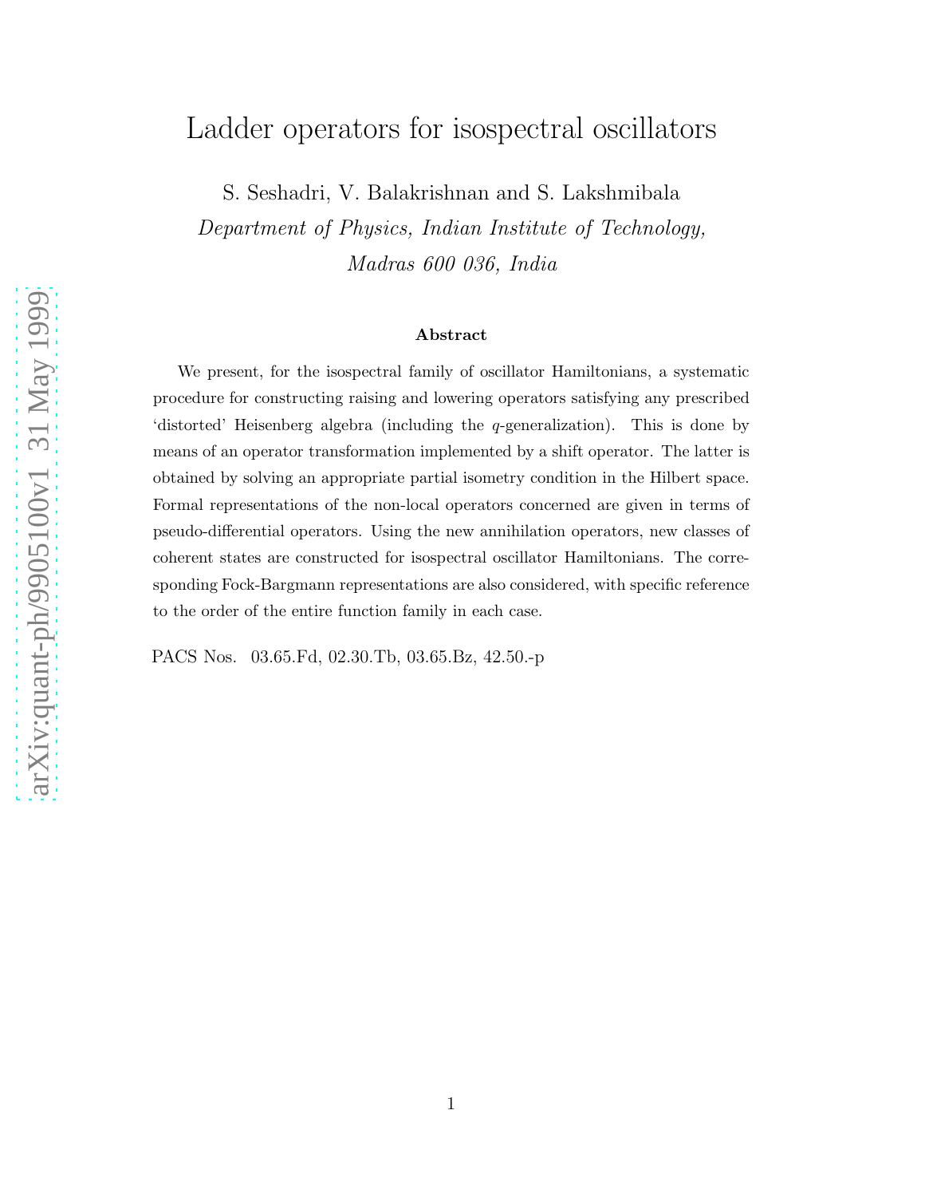# Ladder operators for isospectral oscillators

S. Seshadri, V. Balakrishnan and S. Lakshmibala

*Department of Physics, Indian Institute of Technology,*
*Madras 600 036, India*

### Abstract

We present, for the isospectral family of oscillator Hamiltonians, a systematic procedure for constructing raising and lowering operators satisfying any prescribed 'distorted' Heisenberg algebra (including the $q$-generalization). This is done by means of an operator transformation implemented by a shift operator. The latter is obtained by solving an appropriate partial isometry condition in the Hilbert space. Formal representations of the non-local operators concerned are given in terms of pseudo-differential operators. Using the new annihilation operators, new classes of coherent states are constructed for isospectral oscillator Hamiltonians. The corresponding Fock-Bargmann representations are also considered, with specific reference to the order of the entire function family in each case.

PACS Nos. 03.65.Fd, 02.30.Tb, 03.65.Bz, 42.50.-p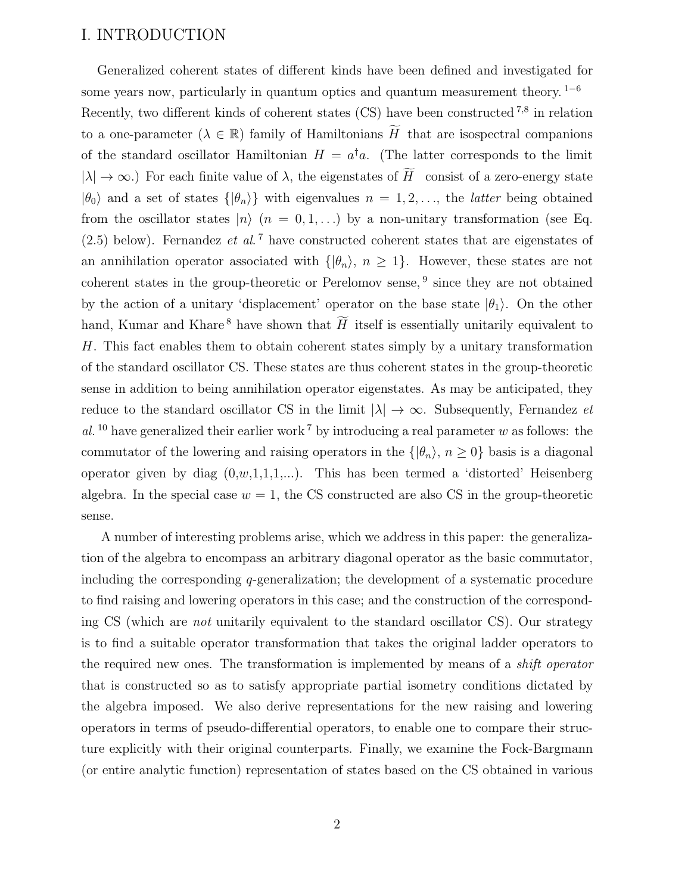# I. INTRODUCTION

Generalized coherent states of different kinds have been defined and investigated for some years now, particularly in quantum optics and quantum measurement theory.[1−6] Recently, two different kinds of coherent states (CS) have been constructed[7,8] in relation to a one-parameter ($\lambda \in \mathbb{R}$) family of Hamiltonians $\widetilde{H}$ that are isospectral companions of the standard oscillator Hamiltonian $H = a^\dagger a$. (The latter corresponds to the limit $|\lambda| \to \infty$.) For each finite value of $\lambda$, the eigenstates of $\widetilde{H}$ consist of a zero-energy state $|\theta_0\rangle$ and a set of states $\{|\theta_n\rangle\}$ with eigenvalues $n = 1, 2, \ldots$, the *latter* being obtained from the oscillator states $|n\rangle$ ($n = 0, 1, \ldots$) by a non-unitary transformation (see Eq. (2.5) below). Fernandez *et al.*[7] have constructed coherent states that are eigenstates of an annihilation operator associated with $\{|\theta_n\rangle,\ n \geq 1\}$. However, these states are not coherent states in the group-theoretic or Perelomov sense,[9] since they are not obtained by the action of a unitary 'displacement' operator on the base state $|\theta_1\rangle$. On the other hand, Kumar and Khare[8] have shown that $\widetilde{H}$ itself is essentially unitarily equivalent to $H$. This fact enables them to obtain coherent states simply by a unitary transformation of the standard oscillator CS. These states are thus coherent states in the group-theoretic sense in addition to being annihilation operator eigenstates. As may be anticipated, they reduce to the standard oscillator CS in the limit $|\lambda| \to \infty$. Subsequently, Fernandez *et al.*[10] have generalized their earlier work[7] by introducing a real parameter $w$ as follows: the commutator of the lowering and raising operators in the $\{|\theta_n\rangle,\ n \geq 0\}$ basis is a diagonal operator given by diag $(0,w,1,1,1,...)$. This has been termed a 'distorted' Heisenberg algebra. In the special case $w = 1$, the CS constructed are also CS in the group-theoretic sense.

A number of interesting problems arise, which we address in this paper: the generalization of the algebra to encompass an arbitrary diagonal operator as the basic commutator, including the corresponding $q$-generalization; the development of a systematic procedure to find raising and lowering operators in this case; and the construction of the corresponding CS (which are *not* unitarily equivalent to the standard oscillator CS). Our strategy is to find a suitable operator transformation that takes the original ladder operators to the required new ones. The transformation is implemented by means of a *shift operator* that is constructed so as to satisfy appropriate partial isometry conditions dictated by the algebra imposed. We also derive representations for the new raising and lowering operators in terms of pseudo-differential operators, to enable one to compare their structure explicitly with their original counterparts. Finally, we examine the Fock-Bargmann (or entire analytic function) representation of states based on the CS obtained in various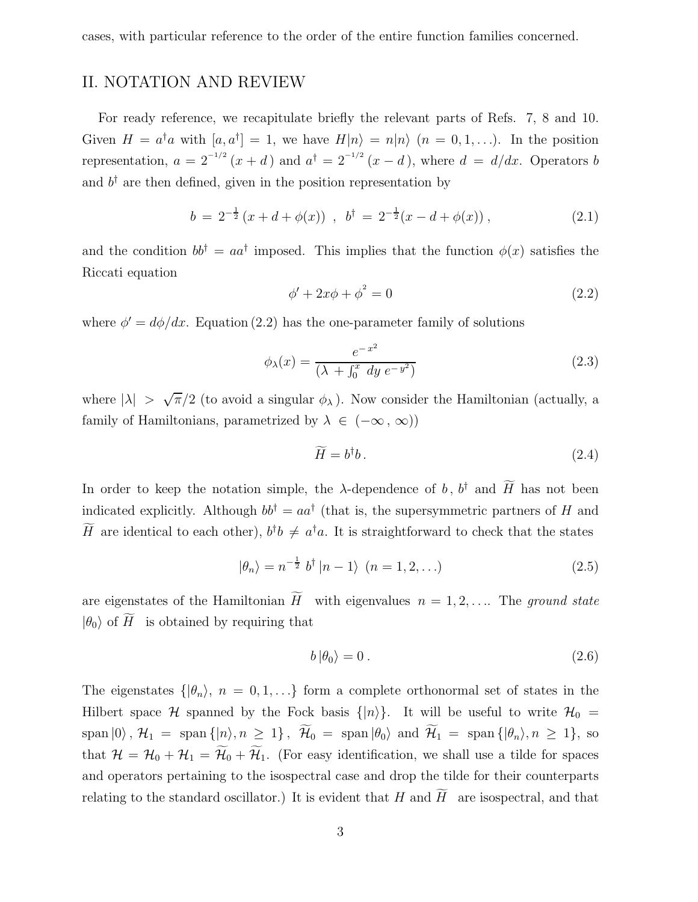cases, with particular reference to the order of the entire function families concerned.

## II. NOTATION AND REVIEW

For ready reference, we recapitulate briefly the relevant parts of Refs. 7, 8 and 10. Given $H = a^\dagger a$ with $[a, a^\dagger] = 1$, we have $H|n\rangle = n|n\rangle$ $(n = 0, 1, \ldots)$. In the position representation, $a = 2^{-1/2}\,(x + d\,)$ and $a^\dagger = 2^{-1/2}\,(x - d\,)$, where $d = d/dx$. Operators $b$ and $b^\dagger$ are then defined, given in the position representation by

$$b \,=\, 2^{-\frac{1}{2}}\,(x + d + \phi(x)) \;\;,\;\; b^\dagger \,=\, 2^{-\frac{1}{2}}(x - d + \phi(x))\,, \tag{2.1}$$

and the condition $bb^\dagger = aa^\dagger$ imposed. This implies that the function $\phi(x)$ satisfies the Riccati equation

$$\phi' + 2x\phi + \phi^2 = 0 \tag{2.2}$$

where $\phi' = d\phi/dx$. Equation (2.2) has the one-parameter family of solutions

$$\phi_\lambda(x) = \frac{e^{-\,x^2}}{(\lambda \,+ \int_0^x \,dy\; e^{-\,y^2})} \tag{2.3}$$

where $|\lambda| > \sqrt{\pi}/2$ (to avoid a singular $\phi_\lambda$). Now consider the Hamiltonian (actually, a family of Hamiltonians, parametrized by $\lambda \in (-\infty\,,\,\infty)$)

$$\widetilde{H} = b^\dagger b\,. \tag{2.4}$$

In order to keep the notation simple, the $\lambda$-dependence of $b\,,\,b^\dagger$ and $\widetilde{H}$ has not been indicated explicitly. Although $bb^\dagger = aa^\dagger$ (that is, the supersymmetric partners of $H$ and $\widetilde{H}$ are identical to each other), $b^\dagger b \neq a^\dagger a$. It is straightforward to check that the states

$$|\theta_n\rangle = n^{-\frac{1}{2}}\; b^\dagger\,|n-1\rangle \;\; (n = 1, 2, \ldots) \tag{2.5}$$

are eigenstates of the Hamiltonian $\widetilde{H}$ with eigenvalues $n = 1, 2, \ldots$. The *ground state* $|\theta_0\rangle$ of $\widetilde{H}$ is obtained by requiring that

$$b\,|\theta_0\rangle = 0\,. \tag{2.6}$$

The eigenstates $\{|\theta_n\rangle,\; n = 0, 1, \ldots\}$ form a complete orthonormal set of states in the Hilbert space $\mathcal{H}$ spanned by the Fock basis $\{|n\rangle\}$. It will be useful to write $\mathcal{H}_0 = \text{span}\,|0\rangle\,,\, \mathcal{H}_1 = \text{span}\,\{|n\rangle, n \geq 1\}\,,\, \widetilde{\mathcal{H}}_0 = \text{span}\,|\theta_0\rangle$ and $\widetilde{\mathcal{H}}_1 = \text{span}\,\{|\theta_n\rangle, n \geq 1\}$, so that $\mathcal{H} = \mathcal{H}_0 + \mathcal{H}_1 = \widetilde{\mathcal{H}}_0 + \widetilde{\mathcal{H}}_1$. (For easy identification, we shall use a tilde for spaces and operators pertaining to the isospectral case and drop the tilde for their counterparts relating to the standard oscillator.) It is evident that $H$ and $\widetilde{H}$ are isospectral, and that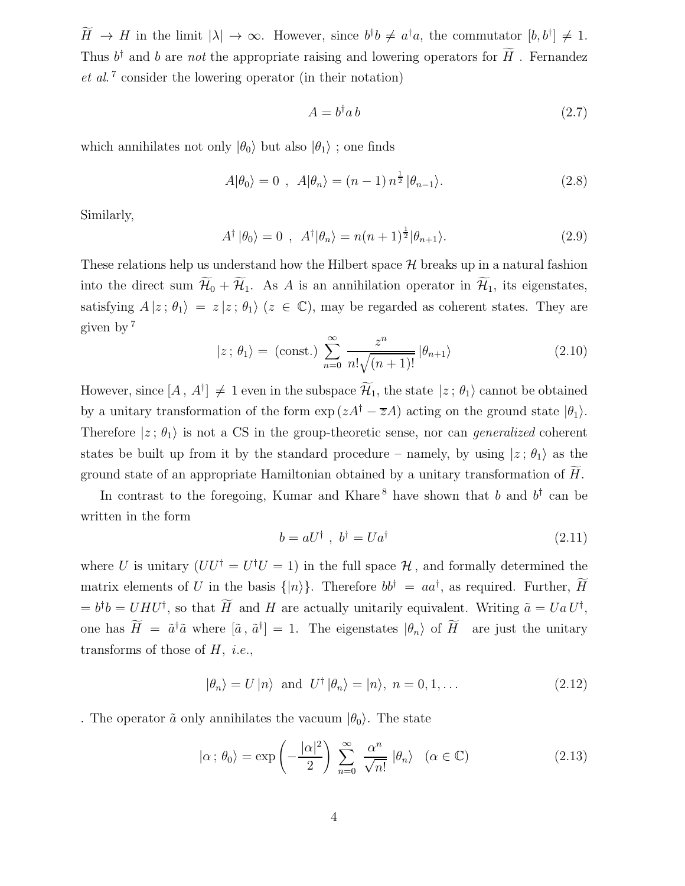$\widetilde{H} \to H$ in the limit $|\lambda| \to \infty$. However, since $b^\dagger b \neq a^\dagger a$, the commutator $[b, b^\dagger] \neq 1$. Thus $b^\dagger$ and $b$ are *not* the appropriate raising and lowering operators for $\widetilde{H}$ . Fernandez *et al.*[7] consider the lowering operator (in their notation)

$$A = b^\dagger a\, b \tag{2.7}$$

which annihilates not only $|\theta_0\rangle$ but also $|\theta_1\rangle$ ; one finds

$$A|\theta_0\rangle = 0 \ , \ \ A|\theta_n\rangle = (n-1)\, n^{\frac{1}{2}}\, |\theta_{n-1}\rangle. \tag{2.8}$$

Similarly,

$$A^\dagger\, |\theta_0\rangle = 0 \ , \ \ A^\dagger|\theta_n\rangle = n(n+1)^{\frac{1}{2}}|\theta_{n+1}\rangle. \tag{2.9}$$

These relations help us understand how the Hilbert space $\mathcal{H}$ breaks up in a natural fashion into the direct sum $\widetilde{\mathcal{H}}_0 + \widetilde{\mathcal{H}}_1$. As $A$ is an annihilation operator in $\widetilde{\mathcal{H}}_1$, its eigenstates, satisfying $A\,|z\,;\,\theta_1\rangle \,=\, z\,|z\,;\,\theta_1\rangle$ ($z \in \mathbb{C}$), may be regarded as coherent states. They are given by[7]

$$|z\,;\,\theta_1\rangle = \text{(const.)} \sum_{n=0}^{\infty} \frac{z^n}{n!\sqrt{(n+1)!}}\, |\theta_{n+1}\rangle \tag{2.10}$$

However, since $[A\,,\,A^\dagger] \neq 1$ even in the subspace $\widetilde{\mathcal{H}}_1$, the state $|z\,;\,\theta_1\rangle$ cannot be obtained by a unitary transformation of the form $\exp{(zA^\dagger - \overline{z}A)}$ acting on the ground state $|\theta_1\rangle$. Therefore $|z\,;\,\theta_1\rangle$ is not a CS in the group-theoretic sense, nor can *generalized* coherent states be built up from it by the standard procedure – namely, by using $|z\,;\,\theta_1\rangle$ as the ground state of an appropriate Hamiltonian obtained by a unitary transformation of $\widetilde{H}$.

In contrast to the foregoing, Kumar and Khare[8] have shown that $b$ and $b^\dagger$ can be written in the form

$$b = aU^\dagger \ , \ \ b^\dagger = Ua^\dagger \tag{2.11}$$

where $U$ is unitary ($UU^\dagger = U^\dagger U = 1$) in the full space $\mathcal{H}$, and formally determined the matrix elements of $U$ in the basis $\{|n\rangle\}$. Therefore $bb^\dagger \,=\, aa^\dagger$, as required. Further, $\widetilde{H} = b^\dagger b = UHU^\dagger$, so that $\widetilde{H}$ and $H$ are actually unitarily equivalent. Writing $\tilde{a} = U a\, U^\dagger$, one has $\widetilde{H} \,=\, \tilde{a}^\dagger \tilde{a}$ where $[\tilde{a}\,,\,\tilde{a}^\dagger] = 1$. The eigenstates $|\theta_n\rangle$ of $\widetilde{H}$ are just the unitary transforms of those of $H$, *i.e.*,

$$|\theta_n\rangle = U\,|n\rangle \ \text{ and } \ U^\dagger\,|\theta_n\rangle = |n\rangle, \ n = 0, 1, \ldots \tag{2.12}$$

. The operator $\tilde{a}$ only annihilates the vacuum $|\theta_0\rangle$. The state

$$|\alpha\,;\,\theta_0\rangle = \exp\left(-\frac{|\alpha|^2}{2}\right) \sum_{n=0}^{\infty} \frac{\alpha^n}{\sqrt{n!}}\, |\theta_n\rangle \quad (\alpha \in \mathbb{C}) \tag{2.13}$$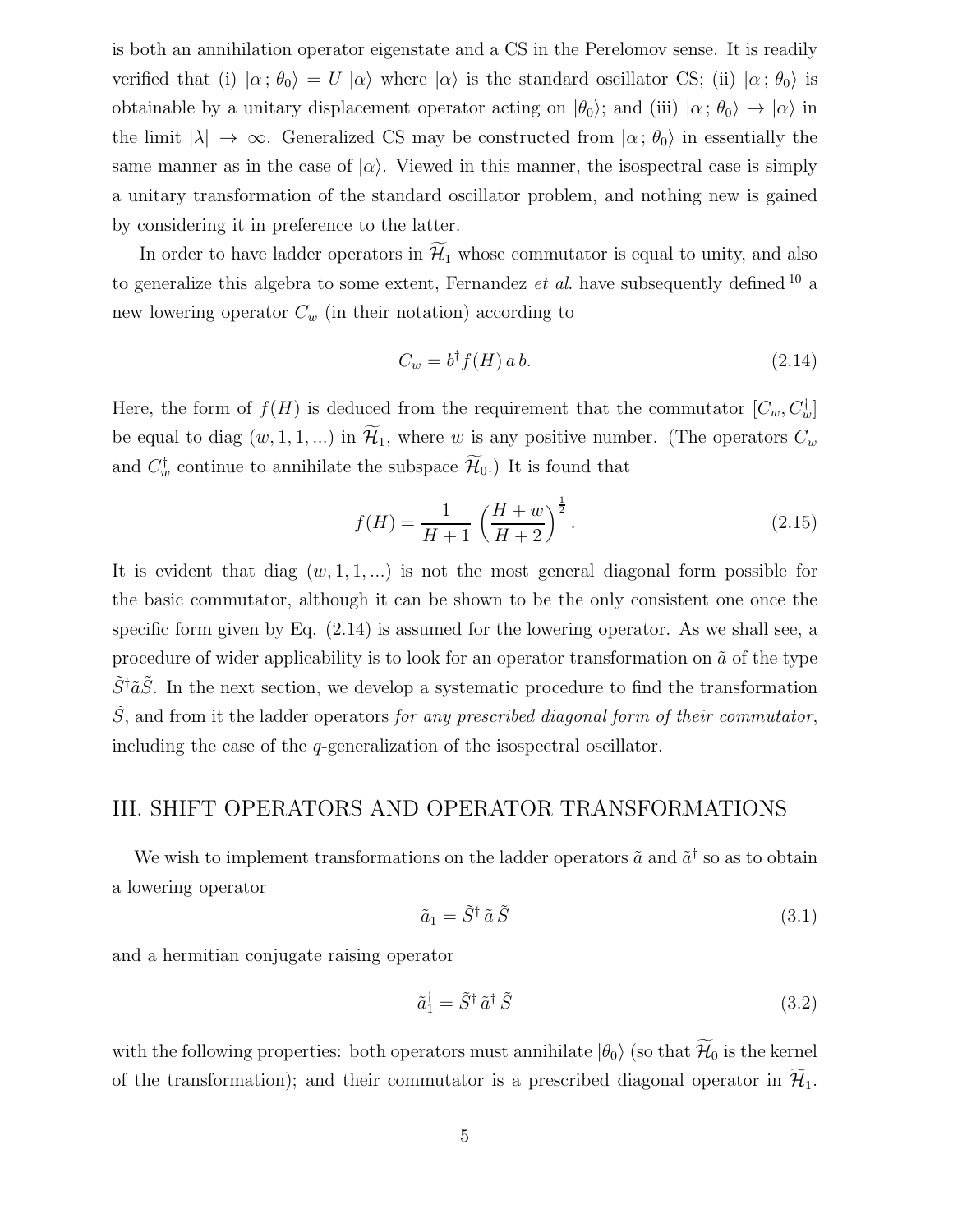is both an annihilation operator eigenstate and a CS in the Perelomov sense. It is readily verified that (i) $|\alpha\,;\,\theta_0\rangle = U\,|\alpha\rangle$ where $|\alpha\rangle$ is the standard oscillator CS; (ii) $|\alpha\,;\,\theta_0\rangle$ is obtainable by a unitary displacement operator acting on $|\theta_0\rangle$; and (iii) $|\alpha\,;\,\theta_0\rangle \to |\alpha\rangle$ in the limit $|\lambda| \to \infty$. Generalized CS may be constructed from $|\alpha\,;\,\theta_0\rangle$ in essentially the same manner as in the case of $|\alpha\rangle$. Viewed in this manner, the isospectral case is simply a unitary transformation of the standard oscillator problem, and nothing new is gained by considering it in preference to the latter.

In order to have ladder operators in $\widetilde{\mathcal{H}}_1$ whose commutator is equal to unity, and also to generalize this algebra to some extent, Fernandez *et al.* have subsequently defined [10] a new lowering operator $C_w$ (in their notation) according to

$$C_w = b^\dagger f(H)\, a\, b. \tag{2.14}$$

Here, the form of $f(H)$ is deduced from the requirement that the commutator $[C_w, C_w^\dagger]$ be equal to diag $(w, 1, 1, ...)$ in $\widetilde{\mathcal{H}}_1$, where $w$ is any positive number. (The operators $C_w$ and $C_w^\dagger$ continue to annihilate the subspace $\widetilde{\mathcal{H}}_0$.) It is found that

$$f(H) = \frac{1}{H+1}\left(\frac{H+w}{H+2}\right)^{\frac{1}{2}}. \tag{2.15}$$

It is evident that diag $(w, 1, 1, ...)$ is not the most general diagonal form possible for the basic commutator, although it can be shown to be the only consistent one once the specific form given by Eq. (2.14) is assumed for the lowering operator. As we shall see, a procedure of wider applicability is to look for an operator transformation on $\tilde{a}$ of the type $\tilde{S}^\dagger \tilde{a} \tilde{S}$. In the next section, we develop a systematic procedure to find the transformation $\tilde{S}$, and from it the ladder operators *for any prescribed diagonal form of their commutator*, including the case of the $q$-generalization of the isospectral oscillator.

## III. SHIFT OPERATORS AND OPERATOR TRANSFORMATIONS

We wish to implement transformations on the ladder operators $\tilde{a}$ and $\tilde{a}^\dagger$ so as to obtain a lowering operator

$$\tilde{a}_1 = \tilde{S}^\dagger\, \tilde{a}\, \tilde{S} \tag{3.1}$$

and a hermitian conjugate raising operator

$$\tilde{a}_1^\dagger = \tilde{S}^\dagger\, \tilde{a}^\dagger\, \tilde{S} \tag{3.2}$$

with the following properties: both operators must annihilate $|\theta_0\rangle$ (so that $\widetilde{\mathcal{H}}_0$ is the kernel of the transformation); and their commutator is a prescribed diagonal operator in $\widetilde{\mathcal{H}}_1$.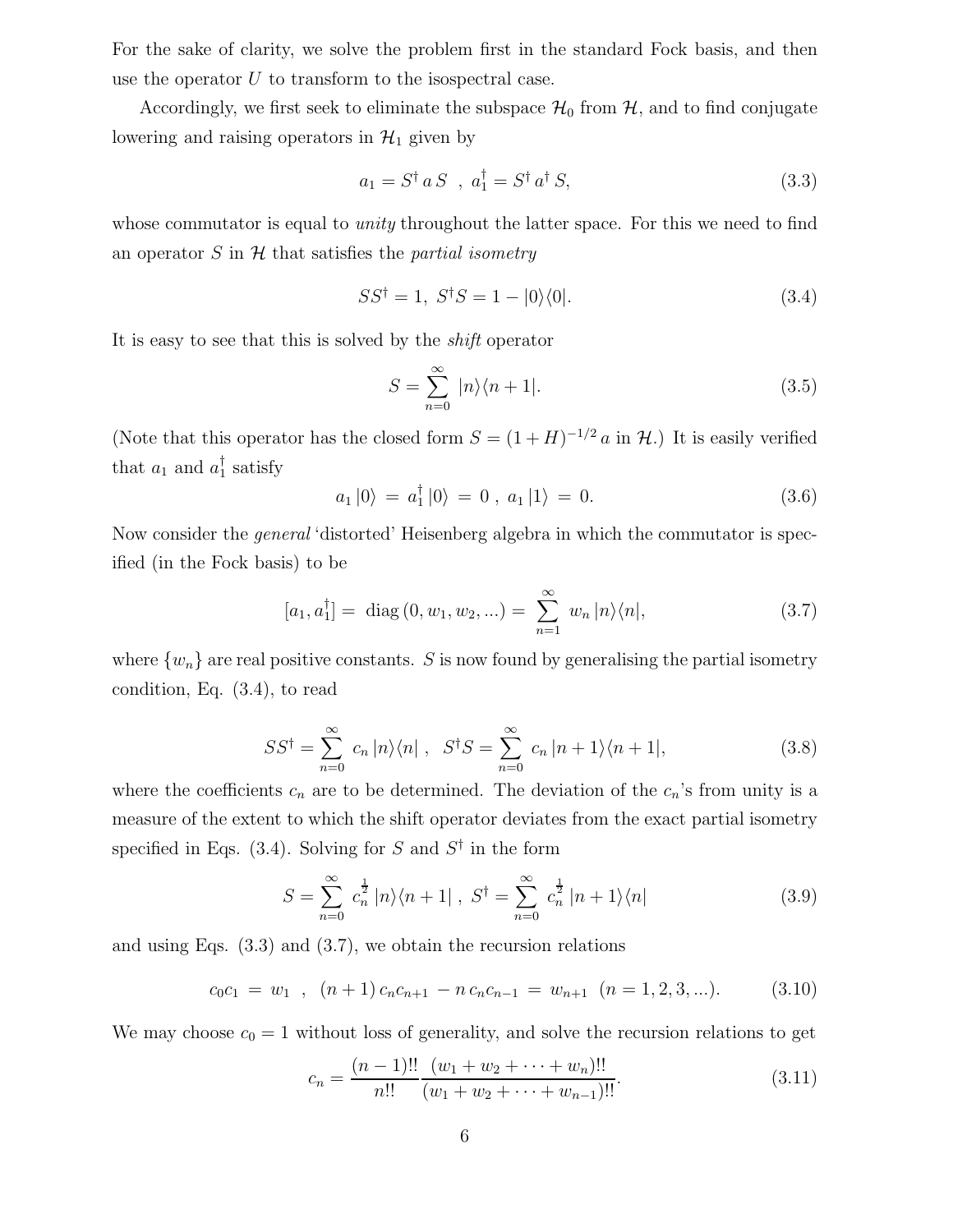For the sake of clarity, we solve the problem first in the standard Fock basis, and then use the operator $U$ to transform to the isospectral case.

Accordingly, we first seek to eliminate the subspace $\mathcal{H}_0$ from $\mathcal{H}$, and to find conjugate lowering and raising operators in $\mathcal{H}_1$ given by

$$a_1 = S^\dagger \, a \, S \;\; , \;\; a_1^\dagger = S^\dagger \, a^\dagger \, S, \tag{3.3}$$

whose commutator is equal to *unity* throughout the latter space. For this we need to find an operator $S$ in $\mathcal{H}$ that satisfies the *partial isometry*

$$SS^\dagger = 1, \;\; S^\dagger S = 1 - |0\rangle\langle 0|. \tag{3.4}$$

It is easy to see that this is solved by the *shift* operator

$$S = \sum_{n=0}^{\infty} \, |n\rangle\langle n+1|. \tag{3.5}$$

(Note that this operator has the closed form $S = (1+H)^{-1/2}\, a$ in $\mathcal{H}$.) It is easily verified that $a_1$ and $a_1^\dagger$ satisfy

$$a_1 \, |0\rangle \; = \; a_1^\dagger \, |0\rangle \; = \; 0 \; , \; a_1 \, |1\rangle \; = \; 0. \tag{3.6}$$

Now consider the *general* 'distorted' Heisenberg algebra in which the commutator is specified (in the Fock basis) to be

$$[a_1, a_1^\dagger] = \; \mathrm{diag}\,(0, w_1, w_2, ...) = \; \sum_{n=1}^{\infty} \; w_n \, |n\rangle\langle n|, \tag{3.7}$$

where $\{w_n\}$ are real positive constants. $S$ is now found by generalising the partial isometry condition, Eq. (3.4), to read

$$SS^\dagger = \sum_{n=0}^{\infty} \; c_n \, |n\rangle\langle n| \; , \;\; S^\dagger S = \sum_{n=0}^{\infty} \; c_n \, |n+1\rangle\langle n+1|, \tag{3.8}$$

where the coefficients $c_n$ are to be determined. The deviation of the $c_n$'s from unity is a measure of the extent to which the shift operator deviates from the exact partial isometry specified in Eqs. (3.4). Solving for $S$ and $S^\dagger$ in the form

$$S = \sum_{n=0}^{\infty} \; c_n^{\frac{1}{2}} \, |n\rangle\langle n+1| \; , \; S^\dagger = \sum_{n=0}^{\infty} \; c_n^{\frac{1}{2}} \, |n+1\rangle\langle n| \tag{3.9}$$

and using Eqs. (3.3) and (3.7), we obtain the recursion relations

$$c_0 c_1 \; = \; w_1 \;\; , \;\; (n+1)\, c_n c_{n+1} - n\, c_n c_{n-1} \; = \; w_{n+1} \;\; (n = 1, 2, 3, ...). \tag{3.10}$$

We may choose $c_0 = 1$ without loss of generality, and solve the recursion relations to get

$$c_n = \frac{(n-1)!!}{n!!} \frac{(w_1 + w_2 + \cdots + w_n)!!}{(w_1 + w_2 + \cdots + w_{n-1})!!}. \tag{3.11}$$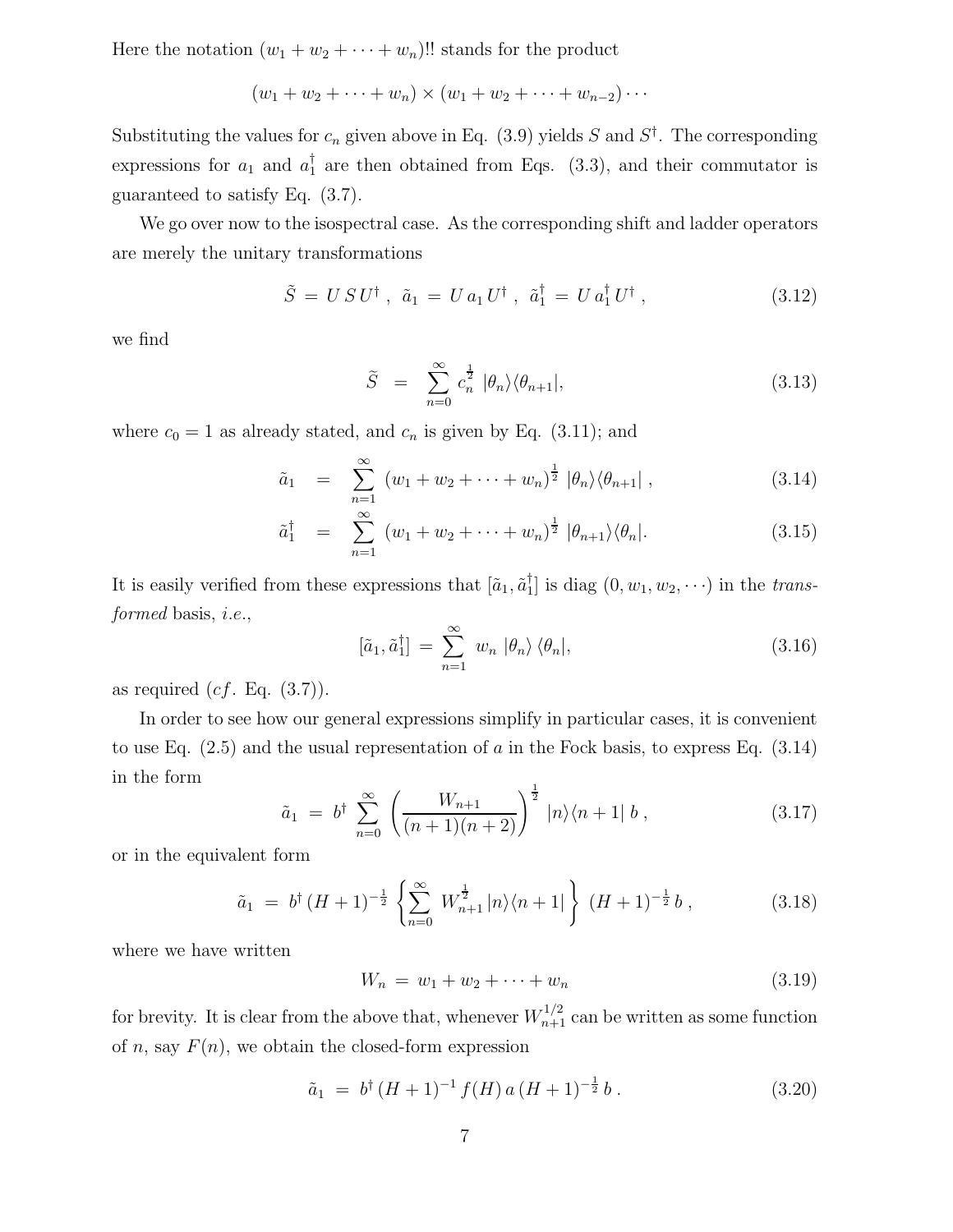Here the notation $(w_1 + w_2 + \cdots + w_n)!!$ stands for the product

$$(w_1 + w_2 + \cdots + w_n) \times (w_1 + w_2 + \cdots + w_{n-2}) \cdots$$

Substituting the values for $c_n$ given above in Eq. (3.9) yields $S$ and $S^\dagger$. The corresponding expressions for $a_1$ and $a_1^\dagger$ are then obtained from Eqs. (3.3), and their commutator is guaranteed to satisfy Eq. (3.7).

We go over now to the isospectral case. As the corresponding shift and ladder operators are merely the unitary transformations

$$\tilde{S} \,=\, U\, S\, U^\dagger \;,\;\; \tilde{a}_1 \,=\, U\, a_1\, U^\dagger \;,\;\; \tilde{a}_1^\dagger \,=\, U\, a_1^\dagger\, U^\dagger \;, \tag{3.12}$$

we find

$$\tilde{S} \;=\; \sum_{n=0}^{\infty} c_n^{\frac{1}{2}} \; |\theta_n\rangle\langle\theta_{n+1}|, \tag{3.13}$$

where $c_0 = 1$ as already stated, and $c_n$ is given by Eq. (3.11); and

$$\tilde{a}_1 \;=\; \sum_{n=1}^{\infty} \; (w_1 + w_2 + \cdots + w_n)^{\frac{1}{2}} \; |\theta_n\rangle\langle\theta_{n+1}| \;, \tag{3.14}$$

$$\tilde{a}_1^\dagger \;=\; \sum_{n=1}^{\infty} \; (w_1 + w_2 + \cdots + w_n)^{\frac{1}{2}} \; |\theta_{n+1}\rangle\langle\theta_n|. \tag{3.15}$$

It is easily verified from these expressions that $[\tilde{a}_1, \tilde{a}_1^\dagger]$ is diag $(0, w_1, w_2, \cdots)$ in the *transformed* basis, *i.e.*,

$$[\tilde{a}_1, \tilde{a}_1^\dagger] \,=\, \sum_{n=1}^{\infty} \; w_n \; |\theta_n\rangle \; \langle\theta_n|, \tag{3.16}$$

as required (*cf*. Eq. (3.7)).

In order to see how our general expressions simplify in particular cases, it is convenient to use Eq. (2.5) and the usual representation of $a$ in the Fock basis, to express Eq. (3.14) in the form

$$\tilde{a}_1 \;=\; b^\dagger \, \sum_{n=0}^{\infty} \, \left( \frac{W_{n+1}}{(n+1)(n+2)} \right)^{\frac{1}{2}} \; |n\rangle\langle n+1| \; b \;, \tag{3.17}$$

or in the equivalent form

$$\tilde{a}_1 \;=\; b^\dagger \, (H+1)^{-\frac{1}{2}} \, \left\{ \sum_{n=0}^{\infty} \; W_{n+1}^{\frac{1}{2}} \, |n\rangle\langle n+1| \right\} \; (H+1)^{-\frac{1}{2}} \, b \;, \tag{3.18}$$

where we have written

$$W_n \;=\; w_1 + w_2 + \cdots + w_n \tag{3.19}$$

for brevity. It is clear from the above that, whenever $W_{n+1}^{1/2}$ can be written as some function of $n$, say $F(n)$, we obtain the closed-form expression

$$\tilde{a}_1 \;=\; b^\dagger \, (H+1)^{-1} \, f(H) \, a \, (H+1)^{-\frac{1}{2}} \, b \;. \tag{3.20}$$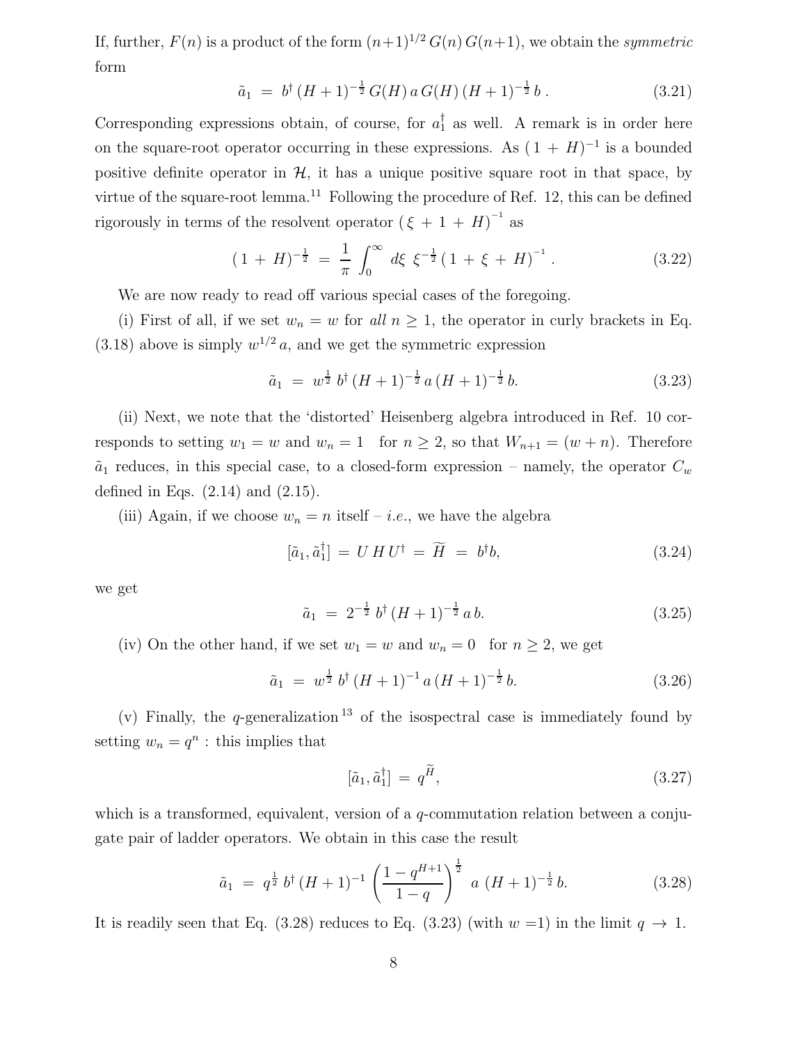If, further, $F(n)$ is a product of the form $(n+1)^{1/2}\, G(n)\, G(n+1)$, we obtain the *symmetric* form

$$\tilde{a}_1 \;=\; b^\dagger\,(H+1)^{-\frac{1}{2}}\, G(H)\, a\, G(H)\,(H+1)^{-\frac{1}{2}}\, b\,. \tag{3.21}$$

Corresponding expressions obtain, of course, for $a_1^\dagger$ as well. A remark is in order here on the square-root operator occurring in these expressions. As $(\,1\,+\,H)^{-1}$ is a bounded positive definite operator in $\mathcal{H}$, it has a unique positive square root in that space, by virtue of the square-root lemma.[11] Following the procedure of Ref. 12, this can be defined rigorously in terms of the resolvent operator $(\,\xi\,+\,1\,+\,H)^{-1}$ as

$$(\,1\,+\,H)^{-\frac{1}{2}} \;=\; \frac{1}{\pi}\int_0^\infty d\xi\;\, \xi^{-\frac{1}{2}}\,(\,1\,+\,\xi\,+\,H)^{-1}\,. \tag{3.22}$$

We are now ready to read off various special cases of the foregoing.

(i) First of all, if we set $w_n = w$ for *all* $n \geq 1$, the operator in curly brackets in Eq. (3.18) above is simply $w^{1/2}\, a$, and we get the symmetric expression

$$\tilde{a}_1 \;=\; w^{\frac{1}{2}}\, b^\dagger\,(H+1)^{-\frac{1}{2}}\, a\,(H+1)^{-\frac{1}{2}}\, b. \tag{3.23}$$

(ii) Next, we note that the 'distorted' Heisenberg algebra introduced in Ref. 10 corresponds to setting $w_1 = w$ and $w_n = 1$ for $n \geq 2$, so that $W_{n+1} = (w+n)$. Therefore $\tilde{a}_1$ reduces, in this special case, to a closed-form expression – namely, the operator $C_w$ defined in Eqs. (2.14) and (2.15).

(iii) Again, if we choose $w_n = n$ itself – *i.e.*, we have the algebra

$$[\tilde{a}_1, \tilde{a}_1^\dagger] \;=\; U\, H\, U^\dagger \;=\; \widetilde{H} \;=\; b^\dagger b, \tag{3.24}$$

we get

$$\tilde{a}_1 \;=\; 2^{-\frac{1}{2}}\, b^\dagger\,(H+1)^{-\frac{1}{2}}\, a\, b. \tag{3.25}$$

(iv) On the other hand, if we set $w_1 = w$ and $w_n = 0$ for $n \geq 2$, we get

$$\tilde{a}_1 \;=\; w^{\frac{1}{2}}\, b^\dagger\,(H+1)^{-1}\, a\,(H+1)^{-\frac{1}{2}}\, b. \tag{3.26}$$

(v) Finally, the $q$-generalization[13] of the isospectral case is immediately found by setting $w_n = q^n$ : this implies that

$$[\tilde{a}_1, \tilde{a}_1^\dagger] \;=\; q^{\widetilde{H}}, \tag{3.27}$$

which is a transformed, equivalent, version of a $q$-commutation relation between a conjugate pair of ladder operators. We obtain in this case the result

$$\tilde{a}_1 \;=\; q^{\frac{1}{2}}\, b^\dagger\,(H+1)^{-1}\left(\frac{1-q^{H+1}}{1-q}\right)^{\frac{1}{2}}\; a\;(H+1)^{-\frac{1}{2}}\, b. \tag{3.28}$$

It is readily seen that Eq. (3.28) reduces to Eq. (3.23) (with $w=1$) in the limit $q \to 1$.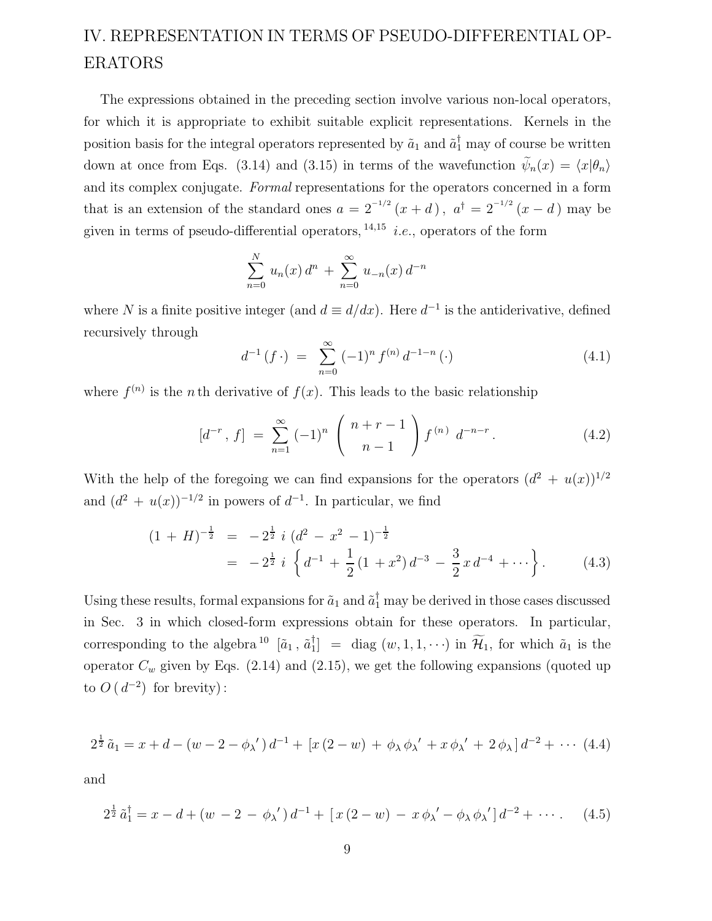## IV. REPRESENTATION IN TERMS OF PSEUDO-DIFFERENTIAL OPERATORS

The expressions obtained in the preceding section involve various non-local operators, for which it is appropriate to exhibit suitable explicit representations. Kernels in the position basis for the integral operators represented by $\tilde{a}_1$ and $\tilde{a}_1^\dagger$ may of course be written down at once from Eqs. (3.14) and (3.15) in terms of the wavefunction $\widetilde{\psi}_n(x) = \langle x|\theta_n\rangle$ and its complex conjugate. *Formal* representations for the operators concerned in a form that is an extension of the standard ones $a = 2^{-1/2}(x + d)$, $a^\dagger = 2^{-1/2}(x - d)$ may be given in terms of pseudo-differential operators,[14,15] *i.e.*, operators of the form

$$\sum_{n=0}^{N} u_n(x)\, d^n \,+\, \sum_{n=0}^{\infty} u_{-n}(x)\, d^{-n}$$

where $N$ is a finite positive integer (and $d \equiv d/dx$). Here $d^{-1}$ is the antiderivative, defined recursively through

$$d^{-1}(f\,\cdot) \;=\; \sum_{n=0}^{\infty} (-1)^n\, f^{(n)}\, d^{-1-n}\,(\cdot) \tag{4.1}$$

where $f^{(n)}$ is the $n$th derivative of $f(x)$. This leads to the basic relationship

$$[d^{-r}\,,\, f] \;=\; \sum_{n=1}^{\infty} (-1)^n \begin{pmatrix} n+r-1 \\ n-1 \end{pmatrix} f^{(n)}\; d^{-n-r}\,. \tag{4.2}$$

With the help of the foregoing we can find expansions for the operators $(d^2 + u(x))^{1/2}$ and $(d^2 + u(x))^{-1/2}$ in powers of $d^{-1}$. In particular, we find

$$\begin{aligned} (1 + H)^{-\frac{1}{2}} &= -2^{\frac{1}{2}}\, i\, (d^2 - x^2 - 1)^{-\frac{1}{2}} \\ &= -2^{\frac{1}{2}}\, i\, \left\{ d^{-1} + \frac{1}{2}(1 + x^2)\, d^{-3} - \frac{3}{2}\, x\, d^{-4} + \cdots \right\}. \end{aligned} \tag{4.3}$$

Using these results, formal expansions for $\tilde{a}_1$ and $\tilde{a}_1^\dagger$ may be derived in those cases discussed in Sec. 3 in which closed-form expressions obtain for these operators. In particular, corresponding to the algebra[10] $[\tilde{a}_1\,,\,\tilde{a}_1^\dagger] \;=\; \mathrm{diag}\,(w, 1, 1, \cdots)$ in $\widetilde{\mathcal{H}}_1$, for which $\tilde{a}_1$ is the operator $C_w$ given by Eqs. (2.14) and (2.15), we get the following expansions (quoted up to $O\,(d^{-2})$ for brevity):

$$2^{\frac{1}{2}}\,\tilde{a}_1 = x + d - (w - 2 - \phi_\lambda{}')\, d^{-1} + [x\,(2 - w) + \phi_\lambda\, \phi_\lambda{}' + x\, \phi_\lambda{}' + 2\, \phi_\lambda]\, d^{-2} + \cdots \tag{4.4}$$

and

$$2^{\frac{1}{2}}\,\tilde{a}_1^\dagger = x - d + (w - 2 - \phi_\lambda{}')\, d^{-1} + [\,x\,(2 - w) - x\, \phi_\lambda{}' - \phi_\lambda\, \phi_\lambda{}'\,]\, d^{-2} + \cdots\,. \tag{4.5}$$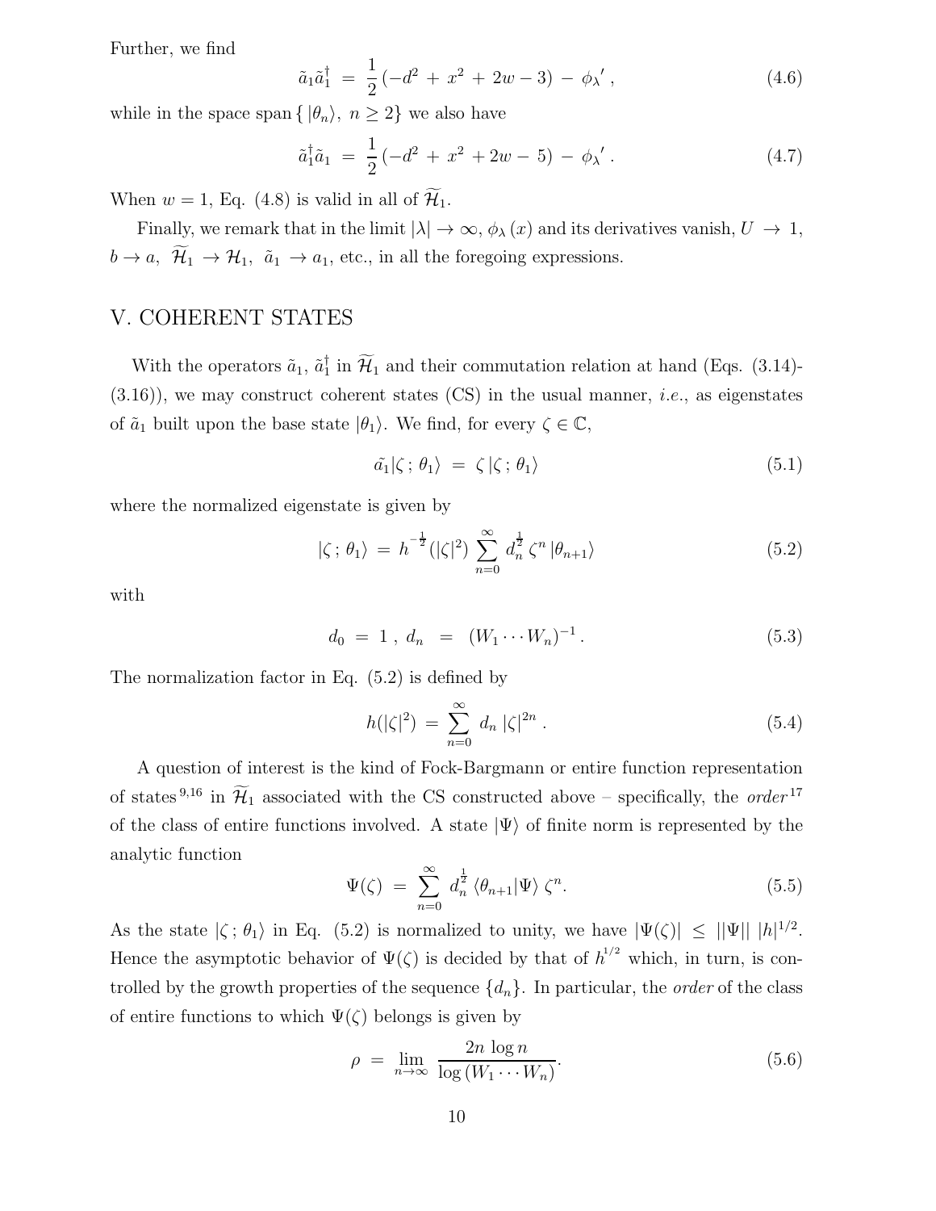Further, we find

$$\tilde{a}_1 \tilde{a}_1^\dagger \;=\; \frac{1}{2}\left(-d^2 \,+\, x^2 \,+\, 2w - 3\right) \,-\, \phi_\lambda{}' \,, \tag{4.6}$$

while in the space span$\{\,|\theta_n\rangle,\; n \geq 2\}$ we also have

$$\tilde{a}_1^\dagger \tilde{a}_1 \;=\; \frac{1}{2}\left(-d^2 \,+\, x^2 \,+ 2w \,-\, 5\right) \,-\, \phi_\lambda{}' \,. \tag{4.7}$$

When $w = 1$, Eq. (4.8) is valid in all of $\widetilde{\mathcal{H}}_1$.

Finally, we remark that in the limit $|\lambda| \to \infty$, $\phi_\lambda(x)$ and its derivatives vanish, $U \;\to\; 1$, $b \to a$, $\;\widetilde{\mathcal{H}}_1 \;\to \mathcal{H}_1$, $\;\tilde{a}_1 \;\to a_1$, etc., in all the foregoing expressions.

## V. COHERENT STATES

With the operators $\tilde{a}_1$, $\tilde{a}_1^\dagger$ in $\widetilde{\mathcal{H}}_1$ and their commutation relation at hand (Eqs. (3.14)-(3.16)), we may construct coherent states (CS) in the usual manner, *i.e.*, as eigenstates of $\tilde{a}_1$ built upon the base state $|\theta_1\rangle$. We find, for every $\zeta \in \mathbb{C}$,

$$\tilde{a_1} |\zeta\,;\,\theta_1\rangle \;=\; \zeta\,|\zeta\,;\,\theta_1\rangle \tag{5.1}$$

where the normalized eigenstate is given by

$$|\zeta\,;\,\theta_1\rangle \;=\; h^{-\frac{1}{2}}(|\zeta|^2)\,\sum_{n=0}^{\infty} d_n^{\frac{1}{2}}\,\zeta^n\,|\theta_{n+1}\rangle \tag{5.2}$$

with

$$d_0 \;=\; 1\;,\; d_n \;\;=\;\; (W_1 \cdots W_n)^{-1}\,. \tag{5.3}$$

The normalization factor in Eq. (5.2) is defined by

$$h(|\zeta|^2) \;=\; \sum_{n=0}^{\infty}\; d_n\;|\zeta|^{2n}\;. \tag{5.4}$$

A question of interest is the kind of Fock-Bargmann or entire function representation of states [9,16] in $\widetilde{\mathcal{H}}_1$ associated with the CS constructed above – specifically, the *order* [17] of the class of entire functions involved. A state $|\Psi\rangle$ of finite norm is represented by the analytic function

$$\Psi(\zeta) \;=\; \sum_{n=0}^{\infty}\; d_n^{\frac{1}{2}}\,\langle\theta_{n+1}|\Psi\rangle\;\zeta^n. \tag{5.5}$$

As the state $|\zeta\,;\,\theta_1\rangle$ in Eq. (5.2) is normalized to unity, we have $|\Psi(\zeta)| \;\leq\; ||\Psi||\;|h|^{1/2}$. Hence the asymptotic behavior of $\Psi(\zeta)$ is decided by that of $h^{1/2}$ which, in turn, is controlled by the growth properties of the sequence $\{d_n\}$. In particular, the *order* of the class of entire functions to which $\Psi(\zeta)$ belongs is given by

$$\rho \;=\; \lim_{n\to\infty}\;\frac{2n\,\log n}{\log\left(W_1 \cdots W_n\right)}. \tag{5.6}$$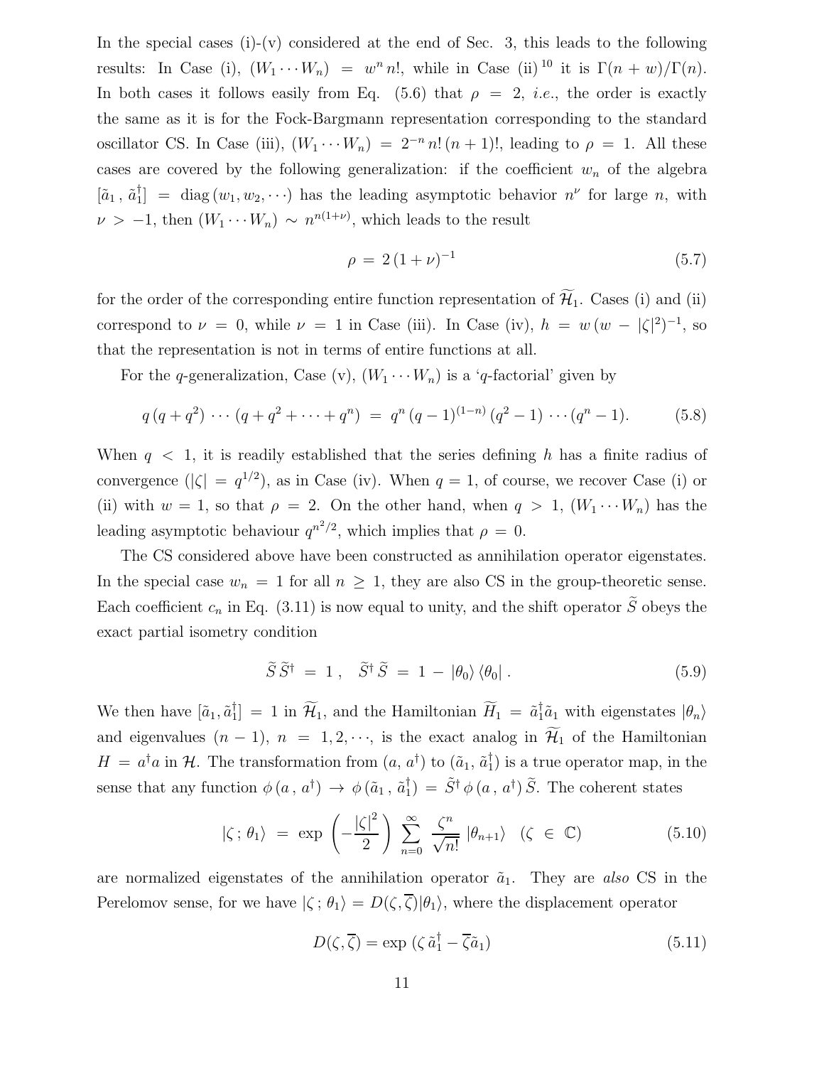In the special cases (i)-(v) considered at the end of Sec. 3, this leads to the following results: In Case (i), $(W_1 \cdots W_n) = w^n \, n!$, while in Case (ii) [10] it is $\Gamma(n+w)/\Gamma(n)$. In both cases it follows easily from Eq. (5.6) that $\rho = 2$, *i.e.*, the order is exactly the same as it is for the Fock-Bargmann representation corresponding to the standard oscillator CS. In Case (iii), $(W_1 \cdots W_n) = 2^{-n} \, n! \, (n+1)!$, leading to $\rho = 1$. All these cases are covered by the following generalization: if the coefficient $w_n$ of the algebra $[\tilde{a}_1 \, , \, \tilde{a}_1^\dagger] = \mathrm{diag}\,(w_1, w_2, \cdots)$ has the leading asymptotic behavior $n^\nu$ for large $n$, with $\nu > -1$, then $(W_1 \cdots W_n) \sim n^{n(1+\nu)}$, which leads to the result

$$\rho = 2 \, (1+\nu)^{-1} \tag{5.7}$$

for the order of the corresponding entire function representation of $\widetilde{\mathcal{H}}_1$. Cases (i) and (ii) correspond to $\nu = 0$, while $\nu = 1$ in Case (iii). In Case (iv), $h = w \, (w - |\zeta|^2)^{-1}$, so that the representation is not in terms of entire functions at all.

For the $q$-generalization, Case (v), $(W_1 \cdots W_n)$ is a '$q$-factorial' given by

$$q \, (q + q^2) \, \cdots \, (q + q^2 + \cdots + q^n) \; = \; q^n \, (q-1)^{(1-n)} \, (q^2 - 1) \, \cdots \, (q^n - 1). \tag{5.8}$$

When $q < 1$, it is readily established that the series defining $h$ has a finite radius of convergence ($|\zeta| = q^{1/2}$), as in Case (iv). When $q = 1$, of course, we recover Case (i) or (ii) with $w = 1$, so that $\rho = 2$. On the other hand, when $q > 1$, $(W_1 \cdots W_n)$ has the leading asymptotic behaviour $q^{n^2/2}$, which implies that $\rho = 0$.

The CS considered above have been constructed as annihilation operator eigenstates. In the special case $w_n = 1$ for all $n \geq 1$, they are also CS in the group-theoretic sense. Each coefficient $c_n$ in Eq. (3.11) is now equal to unity, and the shift operator $\widetilde{S}$ obeys the exact partial isometry condition

$$\widetilde{S} \, \widetilde{S}^\dagger \; = \; 1 \, , \quad \widetilde{S}^\dagger \, \widetilde{S} \; = \; 1 \, - \, |\theta_0\rangle \, \langle\theta_0| \, . \tag{5.9}$$

We then have $[\tilde{a}_1, \tilde{a}_1^\dagger] = 1$ in $\widetilde{\mathcal{H}}_1$, and the Hamiltonian $\widetilde{H}_1 = \tilde{a}_1^\dagger \tilde{a}_1$ with eigenstates $|\theta_n\rangle$ and eigenvalues $(n-1)$, $n = 1, 2, \cdots$, is the exact analog in $\widetilde{\mathcal{H}}_1$ of the Hamiltonian $H = a^\dagger a$ in $\mathcal{H}$. The transformation from $(a, \, a^\dagger)$ to $(\tilde{a}_1, \, \tilde{a}_1^\dagger)$ is a true operator map, in the sense that any function $\phi\,(a \, , \, a^\dagger) \to \phi\,(\tilde{a}_1 \, , \, \tilde{a}_1^\dagger) = \widetilde{S}^\dagger \, \phi\,(a \, , \, a^\dagger) \, \widetilde{S}$. The coherent states

$$|\zeta \, ; \, \theta_1\rangle \; = \; \exp\left(-\frac{|\zeta|^2}{2}\right) \sum_{n=0}^{\infty} \frac{\zeta^n}{\sqrt{n!}} \, |\theta_{n+1}\rangle \quad (\zeta \, \in \, \mathbb{C}) \tag{5.10}$$

are normalized eigenstates of the annihilation operator $\tilde{a}_1$. They are *also* CS in the Perelomov sense, for we have $|\zeta \, ; \, \theta_1\rangle = D(\zeta, \overline{\zeta})|\theta_1\rangle$, where the displacement operator

$$D(\zeta, \overline{\zeta}) = \exp\,(\zeta \, \tilde{a}_1^\dagger - \overline{\zeta} \tilde{a}_1) \tag{5.11}$$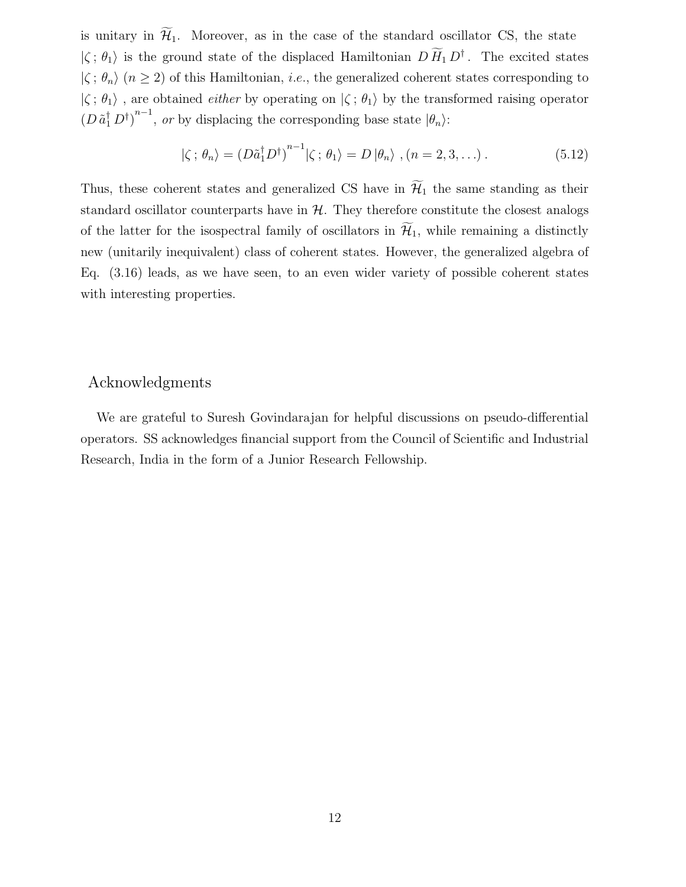is unitary in $\widetilde{\mathcal{H}}_1$. Moreover, as in the case of the standard oscillator CS, the state $|\zeta\,;\,\theta_1\rangle$ is the ground state of the displaced Hamiltonian $D\,\widetilde{H}_1\,D^\dagger$. The excited states $|\zeta\,;\,\theta_n\rangle$ $(n \geq 2)$ of this Hamiltonian, *i.e.*, the generalized coherent states corresponding to $|\zeta\,;\,\theta_1\rangle$ , are obtained *either* by operating on $|\zeta\,;\,\theta_1\rangle$ by the transformed raising operator $(D\,\tilde{a}_1^\dagger\,D^\dagger)^{n-1}$, *or* by displacing the corresponding base state $|\theta_n\rangle$:

$$|\zeta\,;\,\theta_n\rangle = (D\tilde{a}_1^\dagger D^\dagger)^{n-1}|\zeta\,;\,\theta_1\rangle = D\,|\theta_n\rangle\ , (n = 2, 3, \ldots)\,. \tag{5.12}$$

Thus, these coherent states and generalized CS have in $\widetilde{\mathcal{H}}_1$ the same standing as their standard oscillator counterparts have in $\mathcal{H}$. They therefore constitute the closest analogs of the latter for the isospectral family of oscillators in $\widetilde{\mathcal{H}}_1$, while remaining a distinctly new (unitarily inequivalent) class of coherent states. However, the generalized algebra of Eq. (3.16) leads, as we have seen, to an even wider variety of possible coherent states with interesting properties.

## Acknowledgments

We are grateful to Suresh Govindarajan for helpful discussions on pseudo-differential operators. SS acknowledges financial support from the Council of Scientific and Industrial Research, India in the form of a Junior Research Fellowship.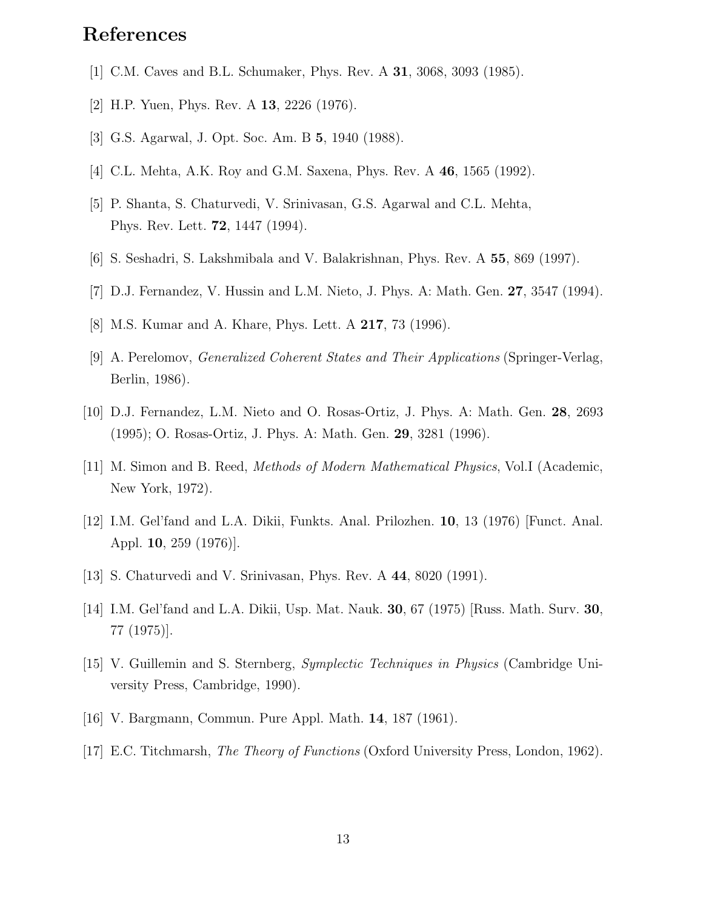# References

[1] C.M. Caves and B.L. Schumaker, Phys. Rev. A **31**, 3068, 3093 (1985).

[2] H.P. Yuen, Phys. Rev. A **13**, 2226 (1976).

[3] G.S. Agarwal, J. Opt. Soc. Am. B **5**, 1940 (1988).

[4] C.L. Mehta, A.K. Roy and G.M. Saxena, Phys. Rev. A **46**, 1565 (1992).

[5] P. Shanta, S. Chaturvedi, V. Srinivasan, G.S. Agarwal and C.L. Mehta, Phys. Rev. Lett. **72**, 1447 (1994).

[6] S. Seshadri, S. Lakshmibala and V. Balakrishnan, Phys. Rev. A **55**, 869 (1997).

[7] D.J. Fernandez, V. Hussin and L.M. Nieto, J. Phys. A: Math. Gen. **27**, 3547 (1994).

[8] M.S. Kumar and A. Khare, Phys. Lett. A **217**, 73 (1996).

[9] A. Perelomov, *Generalized Coherent States and Their Applications* (Springer-Verlag, Berlin, 1986).

[10] D.J. Fernandez, L.M. Nieto and O. Rosas-Ortiz, J. Phys. A: Math. Gen. **28**, 2693 (1995); O. Rosas-Ortiz, J. Phys. A: Math. Gen. **29**, 3281 (1996).

[11] M. Simon and B. Reed, *Methods of Modern Mathematical Physics*, Vol.I (Academic, New York, 1972).

[12] I.M. Gel'fand and L.A. Dikii, Funkts. Anal. Prilozhen. **10**, 13 (1976) [Funct. Anal. Appl. **10**, 259 (1976)].

[13] S. Chaturvedi and V. Srinivasan, Phys. Rev. A **44**, 8020 (1991).

[14] I.M. Gel'fand and L.A. Dikii, Usp. Mat. Nauk. **30**, 67 (1975) [Russ. Math. Surv. **30**, 77 (1975)].

[15] V. Guillemin and S. Sternberg, *Symplectic Techniques in Physics* (Cambridge University Press, Cambridge, 1990).

[16] V. Bargmann, Commun. Pure Appl. Math. **14**, 187 (1961).

[17] E.C. Titchmarsh, *The Theory of Functions* (Oxford University Press, London, 1962).